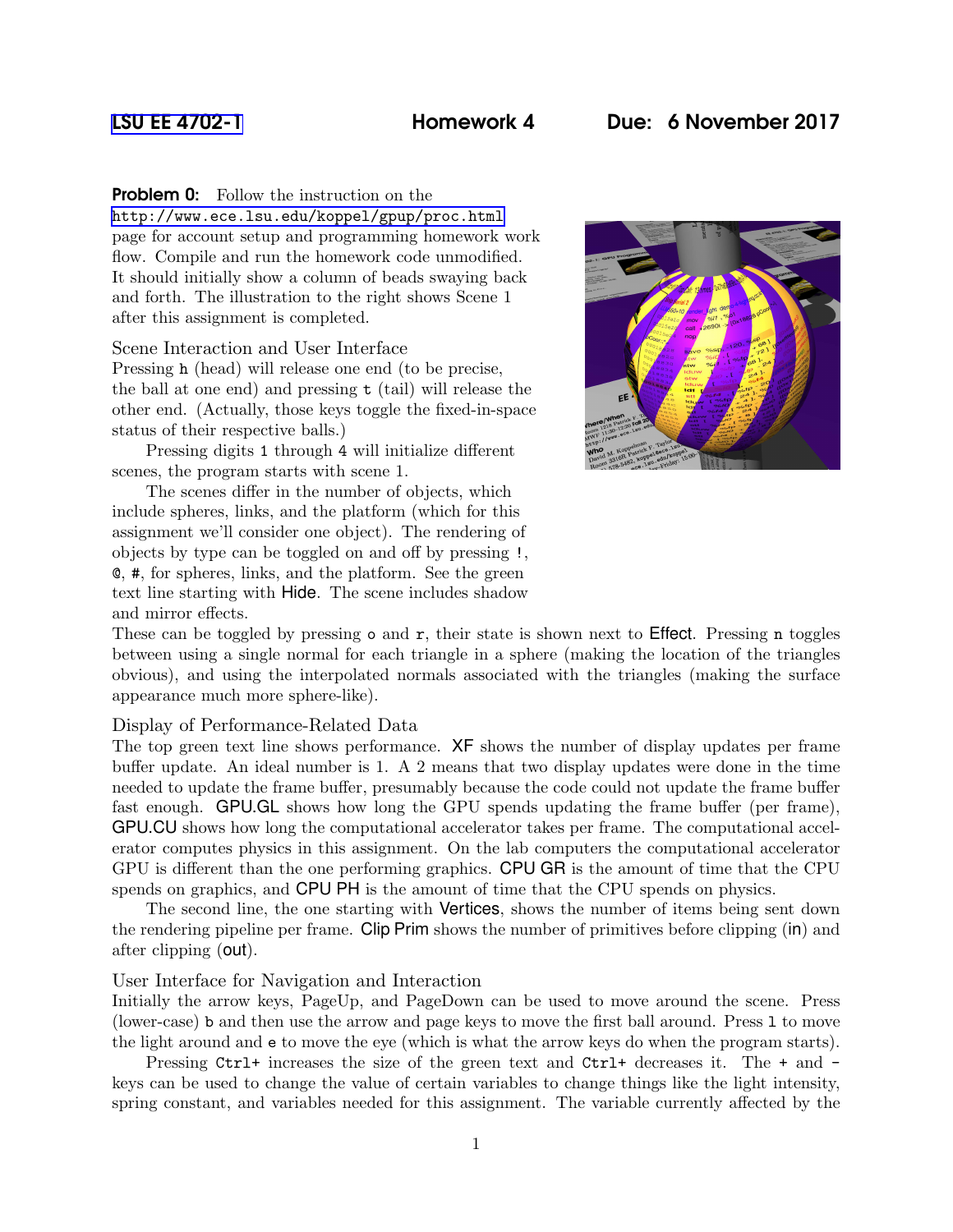# LSU EE 4702-1 Homework 4 Due: 6 November 2017

**Problem 0:** Follow the instruction on the http://www.ece.lsu.edu/koppel/gpup/proc.html page for account setup and programming homework work flow. Compile and run the homework code unmodified. It should initially show a column of beads swaying back and forth. The illustration to the right shows Scene 1 after this assignment is completed.

## Scene Interaction and User Interface

Pressing `h` (head) will release one end (to be precise, the ball at one end) and pressing `t` (tail) will release the other end. (Actually, those keys toggle the fixed-in-space status of their respective balls.)

Pressing digits `1` through `4` will initialize different scenes, the program starts with scene 1.

The scenes differ in the number of objects, which include spheres, links, and the platform (which for this assignment we'll consider one object). The rendering of objects by type can be toggled on and off by pressing `!`, `@`, `#`, for spheres, links, and the platform. See the green text line starting with Hide. The scene includes shadow and mirror effects. These can be toggled by pressing `o` and `r`, their state is shown next to Effect. Pressing `n` toggles between using a single normal for each triangle in a sphere (making the location of the triangles obvious), and using the interpolated normals associated with the triangles (making the surface appearance much more sphere-like).

## Display of Performance-Related Data

The top green text line shows performance. XF shows the number of display updates per frame buffer update. An ideal number is 1. A 2 means that two display updates were done in the time needed to update the frame buffer, presumably because the code could not update the frame buffer fast enough. GPU.GL shows how long the GPU spends updating the frame buffer (per frame), GPU.CU shows how long the computational accelerator takes per frame. The computational accelerator computes physics in this assignment. On the lab computers the computational accelerator GPU is different than the one performing graphics. CPU GR is the amount of time that the CPU spends on graphics, and CPU PH is the amount of time that the CPU spends on physics.

The second line, the one starting with Vertices, shows the number of items being sent down the rendering pipeline per frame. Clip Prim shows the number of primitives before clipping (in) and after clipping (out).

## User Interface for Navigation and Interaction

Initially the arrow keys, PageUp, and PageDown can be used to move around the scene. Press (lower-case) `b` and then use the arrow and page keys to move the first ball around. Press `l` to move the light around and `e` to move the eye (which is what the arrow keys do when the program starts).

Pressing `Ctrl+` increases the size of the green text and `Ctrl+` decreases it. The `+` and `-` keys can be used to change the value of certain variables to change things like the light intensity, spring constant, and variables needed for this assignment. The variable currently affected by the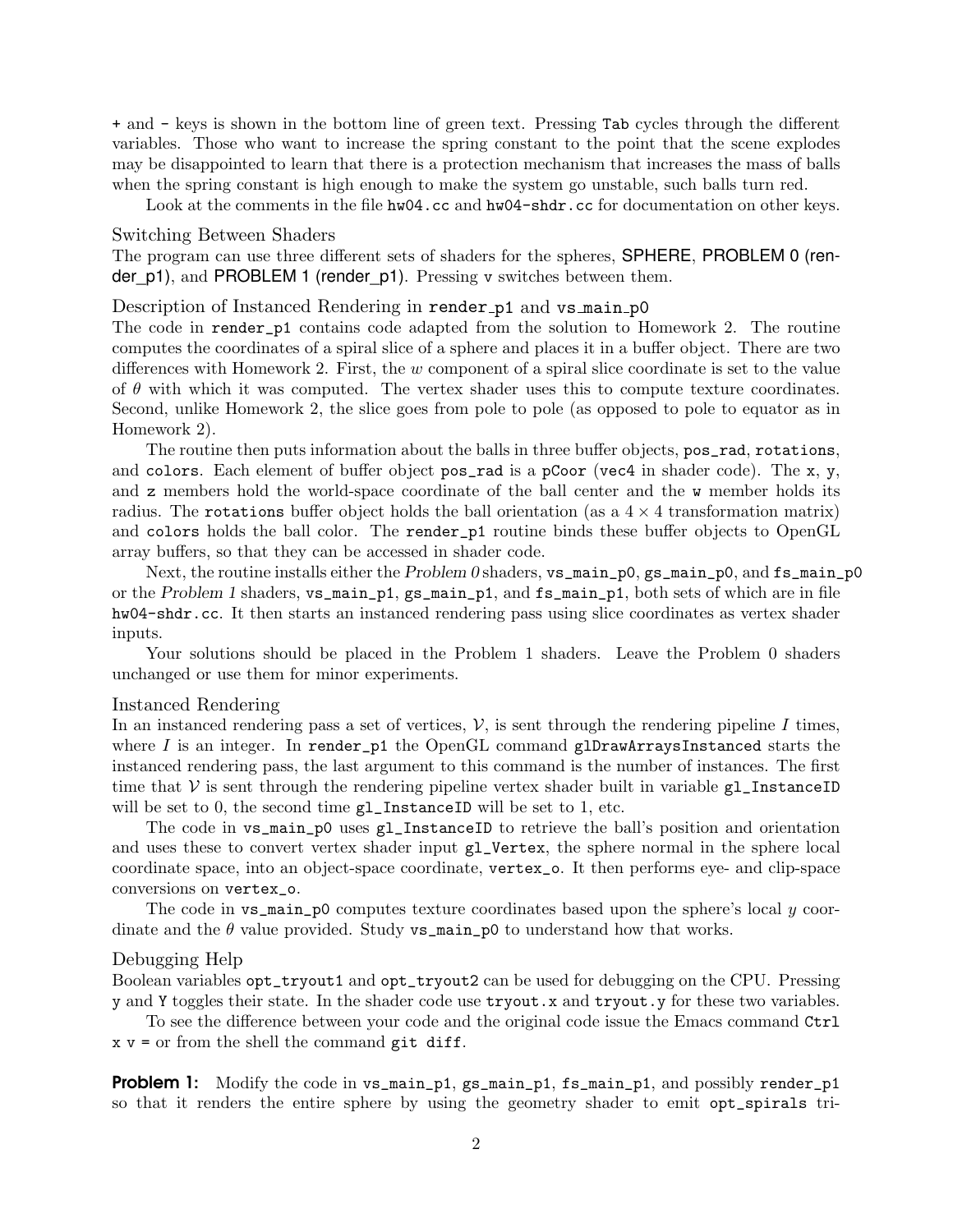+ and - keys is shown in the bottom line of green text. Pressing Tab cycles through the different variables. Those who want to increase the spring constant to the point that the scene explodes may be disappointed to learn that there is a protection mechanism that increases the mass of balls when the spring constant is high enough to make the system go unstable, such balls turn red.

Look at the comments in the file hw04.cc and hw04-shdr.cc for documentation on other keys.

### Switching Between Shaders

The program can use three different sets of shaders for the spheres, **SPHERE**, **PROBLEM 0 (render_p1)**, and **PROBLEM 1 (render_p1)**. Pressing v switches between them.

### Description of Instanced Rendering in render_p1 and vs_main_p0

The code in render_p1 contains code adapted from the solution to Homework 2. The routine computes the coordinates of a spiral slice of a sphere and places it in a buffer object. There are two differences with Homework 2. First, the $w$ component of a spiral slice coordinate is set to the value of $\theta$ with which it was computed. The vertex shader uses this to compute texture coordinates. Second, unlike Homework 2, the slice goes from pole to pole (as opposed to pole to equator as in Homework 2).

The routine then puts information about the balls in three buffer objects, pos_rad, rotations, and colors. Each element of buffer object pos_rad is a pCoor (vec4 in shader code). The x, y, and z members hold the world-space coordinate of the ball center and the w member holds its radius. The rotations buffer object holds the ball orientation (as a $4 \times 4$ transformation matrix) and colors holds the ball color. The render_p1 routine binds these buffer objects to OpenGL array buffers, so that they can be accessed in shader code.

Next, the routine installs either the *Problem 0* shaders, vs_main_p0, gs_main_p0, and fs_main_p0 or the *Problem 1* shaders, vs_main_p1, gs_main_p1, and fs_main_p1, both sets of which are in file hw04-shdr.cc. It then starts an instanced rendering pass using slice coordinates as vertex shader inputs.

Your solutions should be placed in the Problem 1 shaders. Leave the Problem 0 shaders unchanged or use them for minor experiments.

### Instanced Rendering

In an instanced rendering pass a set of vertices, $\mathcal{V}$, is sent through the rendering pipeline $I$ times, where $I$ is an integer. In render_p1 the OpenGL command glDrawArraysInstanced starts the instanced rendering pass, the last argument to this command is the number of instances. The first time that $\mathcal{V}$ is sent through the rendering pipeline vertex shader built in variable gl_InstanceID will be set to 0, the second time gl_InstanceID will be set to 1, etc.

The code in vs_main_p0 uses gl_InstanceID to retrieve the ball's position and orientation and uses these to convert vertex shader input gl_Vertex, the sphere normal in the sphere local coordinate space, into an object-space coordinate, vertex_o. It then performs eye- and clip-space conversions on vertex_o.

The code in vs_main_p0 computes texture coordinates based upon the sphere's local $y$ coordinate and the $\theta$ value provided. Study vs_main_p0 to understand how that works.

### Debugging Help

Boolean variables opt_tryout1 and opt_tryout2 can be used for debugging on the CPU. Pressing y and Y toggles their state. In the shader code use tryout.x and tryout.y for these two variables.

To see the difference between your code and the original code issue the Emacs command Ctrl x v = or from the shell the command git diff.

**Problem 1:** Modify the code in vs_main_p1, gs_main_p1, fs_main_p1, and possibly render_p1 so that it renders the entire sphere by using the geometry shader to emit opt_spirals tri-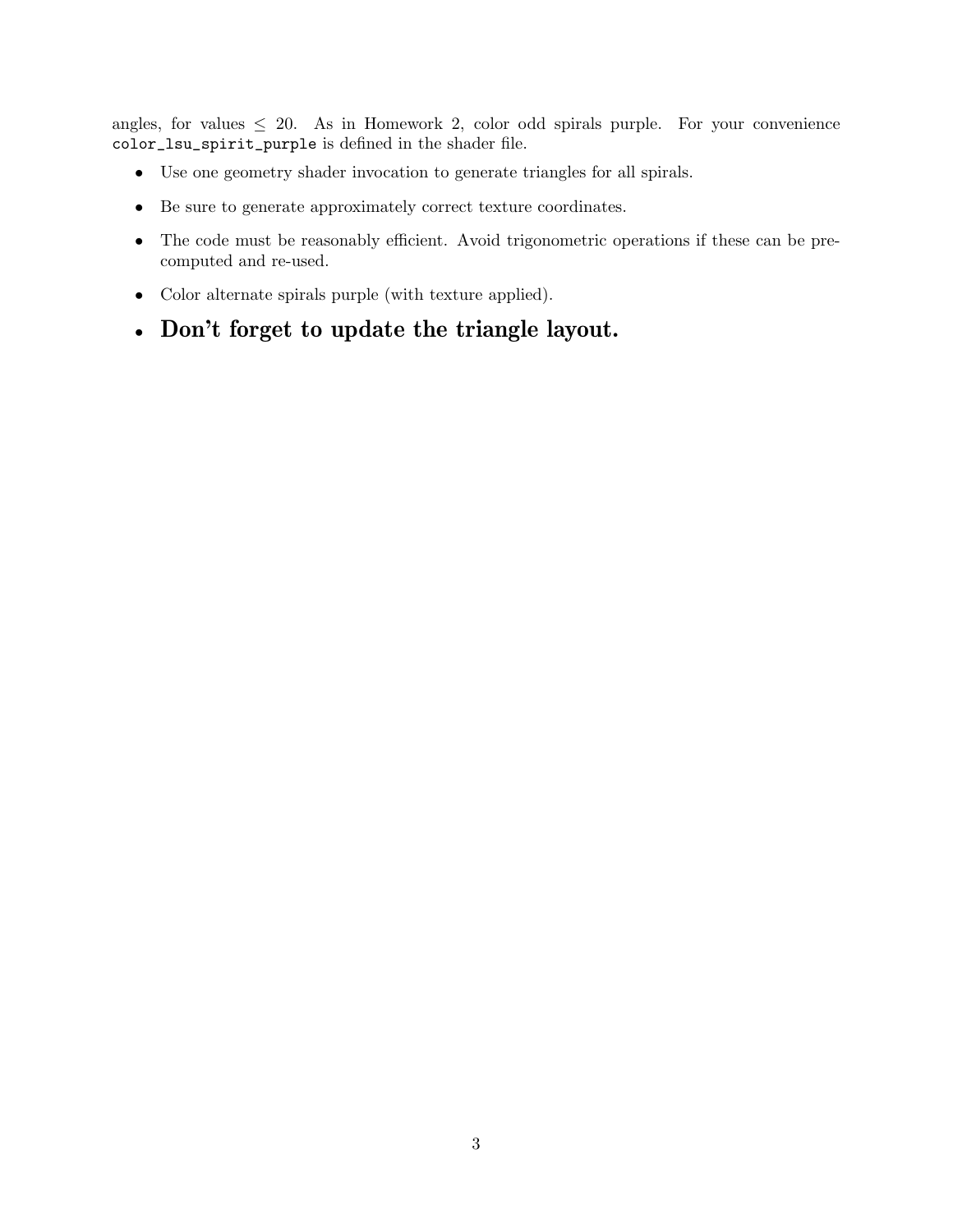angles, for values $\leq$ 20. As in Homework 2, color odd spirals purple. For your convenience `color_lsu_spirit_purple` is defined in the shader file.

- Use one geometry shader invocation to generate triangles for all spirals.
- Be sure to generate approximately correct texture coordinates.
- The code must be reasonably efficient. Avoid trigonometric operations if these can be precomputed and re-used.
- Color alternate spirals purple (with texture applied).
- **Don't forget to update the triangle layout.**